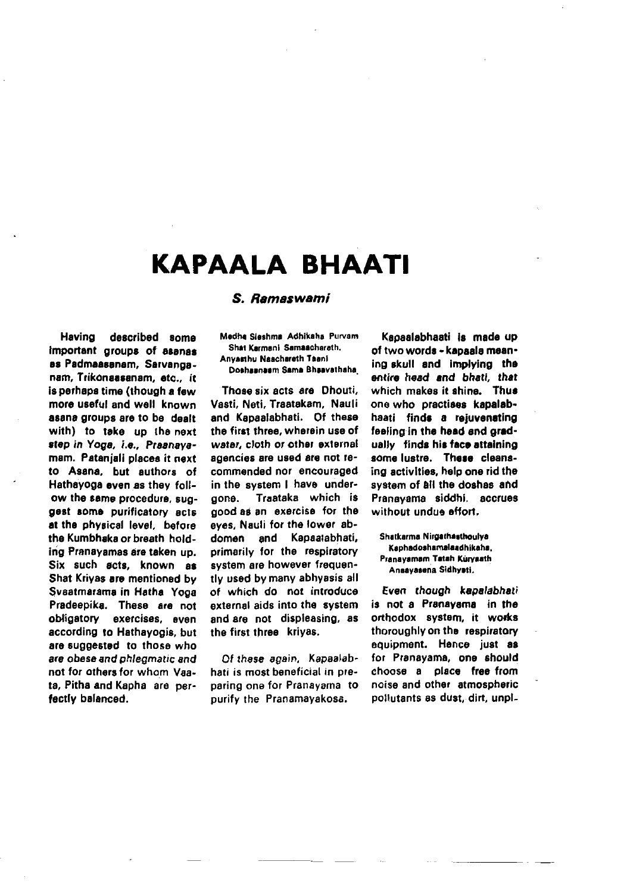# KAPAALA BHAATI

***S. Ramaswami***

Having described some important groups of asanas as Padmaasanam, Sarvanganam, Trikonaasanam, etc., it is perhaps time (though a few more useful and well known asana groups are to be dealt with) to take up the next step in Yoga, i.e., Praanayamam. Patanjali places it next to Asana, but authors of Hathayoga even as they follow the same procedure, suggest some purificatory acts at the physical level, before the Kumbhaka or breath holding Pranayamas are taken up. Six such acts, known as Shat Kriyas are mentioned by Svaatmarama in Hatha Yoga Pradeepika. These are not obligatory exercises, even according to Hathayogis, but are suggested to those who *are obese and phlegmatic and* not for others for whom Vaata, Pitha and Kapha are perfectly balanced.

**Medha Sleshma Adhikaha Purvam**
**Shat Karmani Samaacharath.**
**Anyasthu Naachareth Taani**
**Doshaanaam Sama Bhaavathaha.**

Those six acts are Dhouti, Vasti, Neti, Traatakam, Nauli and Kapaalabhati. Of these the first three, wherein use of water, cloth or other external agencies are used are not recommended nor encouraged in the system I have undergone. Traataka which is good as an exercise for the eyes, Nauli for the lower abdomen and Kapaalabhati, primarily for the respiratory system are however frequently used by many abhyasis all of which do not introduce external aids into the system and are not displeasing, as the first three kriyas.

*Of these again*, Kapaalabhati is most beneficial in preparing one for Pranayama to purify the Pranamayakosa.

Kapaalabhaati is made up of two words - kapaala meaning skull and implying the *entire head and bhati, that* which makes it shine. Thus one who practises kapalabhaati finds a rejuvenating feeling in the head and gradually finds his face attaining some lustre. These cleansing activities, help one rid the system of all the doshas and Pranayama siddhi, accrues without undue effort.

**Shatkarma Nirgathasthoulya**
**Kaphadoshamalaadhikaha,**
**Pranayamam Tatah Kuryaath**
**Anaayasena Sidhyati.**

*Even though kapalabhati* is not a Pranayama in the orthodox system, it works thoroughly on the respiratory equipment. Hence just as for Pranayama, one should choose a place free from noise and other atmospheric pollutants as dust, dirt, unpl-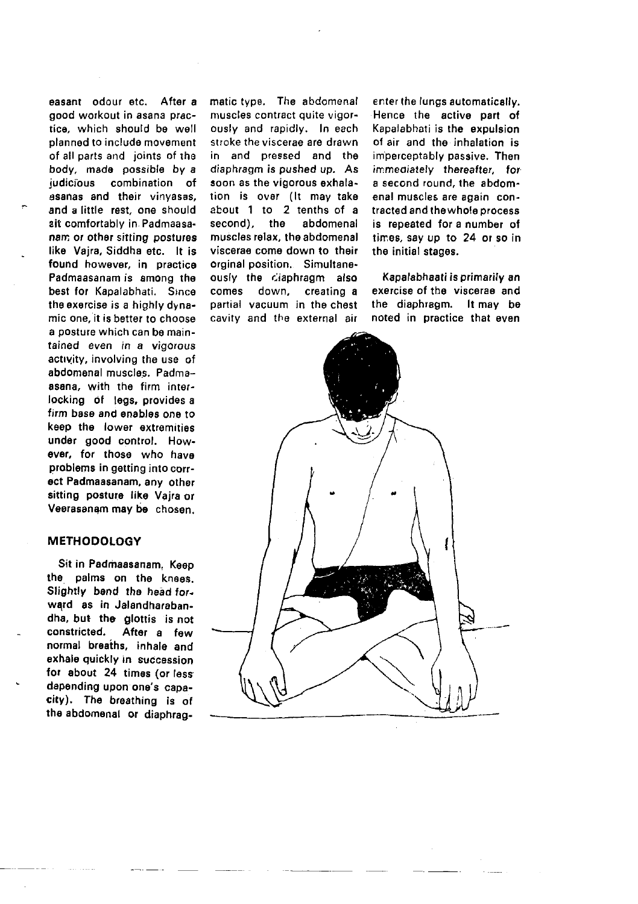easant odour etc. After a good workout in asana practice, which should be well planned to include movement of all parts and joints of the body, made possible by a judicious combination of asanas and their vinyasas, and a little rest, one should sit comfortably in Padmaasanam or other sitting postures like Vajra, Siddha etc. It is found however, in practice Padmaasanam is among the best for Kapalabhati. Since the exercise is a highly dynamic one, it is better to choose a posture which can be maintained even in a vigorous activity, involving the use of abdomenal muscles. Padmaasana, with the firm interlocking of legs, provides a firm base and enables one to keep the lower extremities under good control. However, for those who have problems in getting into correct Padmaasanam, any other sitting posture like Vajra or Veerasanam may be chosen.

## METHODOLOGY

Sit in Padmaasanam. Keep the palms on the knees. Slightly bend the head forward as in Jalandharabandha, but the glottis is not constricted. After a few normal breaths, inhale and exhale quickly in succession for about 24 times (or less depending upon one's capacity). The breathing is of the abdomenal or diaphragmatic type. The abdomenal muscles contract quite vigorously and rapidly. In each stroke the viscerae are drawn in and pressed and the diaphragm is pushed up. As soon as the vigorous exhalation is over (It may take about 1 to 2 tenths of a second), the abdomenal muscles relax, the abdomenal viscerae come down to their orginal position. Simultaneously the diaphragm also comes down, creating a partial vacuum in the chest cavity and the external air enter the lungs automatically. Hence the active part of Kapalabhati is the expulsion of air and the inhalation is imperceptably passive. Then immediately thereafter, for a second round, the abdomenal muscles are again contracted and the whole process is repeated for a number of times, say up to 24 or so in the initial stages.

*Kapalabhaati* is primarily an exercise of the viscerae and the diaphragm. It may be noted in practice that even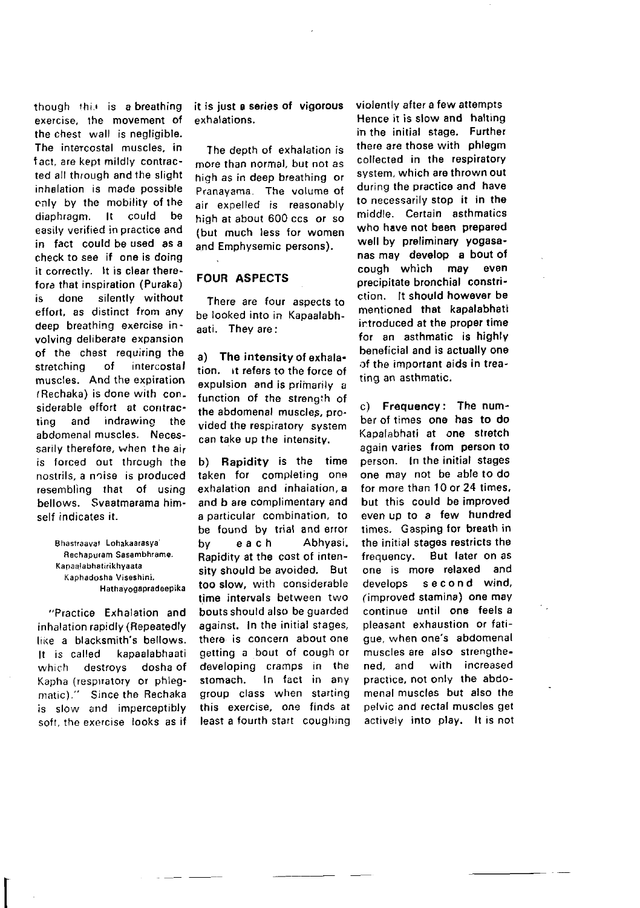though this is a breathing exercise, the movement of the chest wall is negligible. The intercostal muscles, in fact, are kept mildly contracted all through and the slight inhalation is made possible only by the mobility of the diaphragm. It could be easily verified in practice and in fact could be used as a check to see if one is doing it correctly. It is clear therefore that inspiration (Puraka) is done silently without effort, as distinct from any deep breathing exercise involving deliberate expansion of the chest requiring the stretching of intercostal muscles. And the expiration (Rechaka) is done with considerable effort at contracting and indrawing the abdomenal muscles. Necessarily therefore, when the air is forced out through the nostrils, a noise is produced resembling that of using bellows. Svaatmarama himself indicates it.

> Bhastraavat Lohakaarasya
> Rechapuram Sasambhrame.
> Kapaalabhatirikhyaata
> Kaphadosha Viseshini.
> Hathayogapradeepika

"Practice Exhalation and inhalation rapidly (Repeatedly like a blacksmith's bellows. It is called kapaalabhaati which destroys dosha of Kapha (respiratory or phlegmatic)." Since the Rechaka is slow and imperceptibly soft, the exercise looks as if it is just a series of vigorous exhalations.

The depth of exhalation is more than normal, but not as high as in deep breathing or Pranayama. The volume of air expelled is reasonably high at about 600 ccs or so (but much less for women and Emphysemic persons).

## FOUR ASPECTS

There are four aspects to be looked into in Kapaalabhaati. They are:

a) **The intensity** of exhalation. It refers to the force of expulsion and is primarily a function of the strength of the abdomenal muscles, provided the respiratory system can take up the intensity.

b) **Rapidity** is the time taken for completing one exhalation and inhalation, a and b are complimentary and a particular combination, to be found by trial and error by each Abhyasi. Rapidity at the cost of intensity should be avoided. But too slow, with considerable time intervals between two bouts should also be guarded against. In the initial stages, there is concern about one getting a bout of cough or developing cramps in the stomach. In fact in any group class when starting this exercise, one finds at least a fourth start coughing violently after a few attempts Hence it is slow and halting in the initial stage. Further there are those with phlegm collected in the respiratory system, which are thrown out during the practice and have to necessarily stop it in the middle. Certain asthmatics who have not been prepared well by preliminary yogasanas may develop a bout of cough which may even precipitate bronchial constriction. It should however be mentioned that kapalabhati introduced at the proper time for an asthmatic is highly beneficial and is actually one of the important aids in treating an asthmatic.

c) **Frequency**: The number of times one has to do Kapalabhati at one stretch again varies from person to person. In the initial stages one may not be able to do for more than 10 or 24 times, but this could be improved even up to a few hundred times. Gasping for breath in the initial stages restricts the frequency. But later on as one is more relaxed and develops second wind, (improved stamina) one may continue until one feels a pleasant exhaustion or fatigue, when one's abdomenal muscles are also strengthened, and with increased practice, not only the abdomenal muscles but also the pelvic and rectal muscles get actively into play. It is not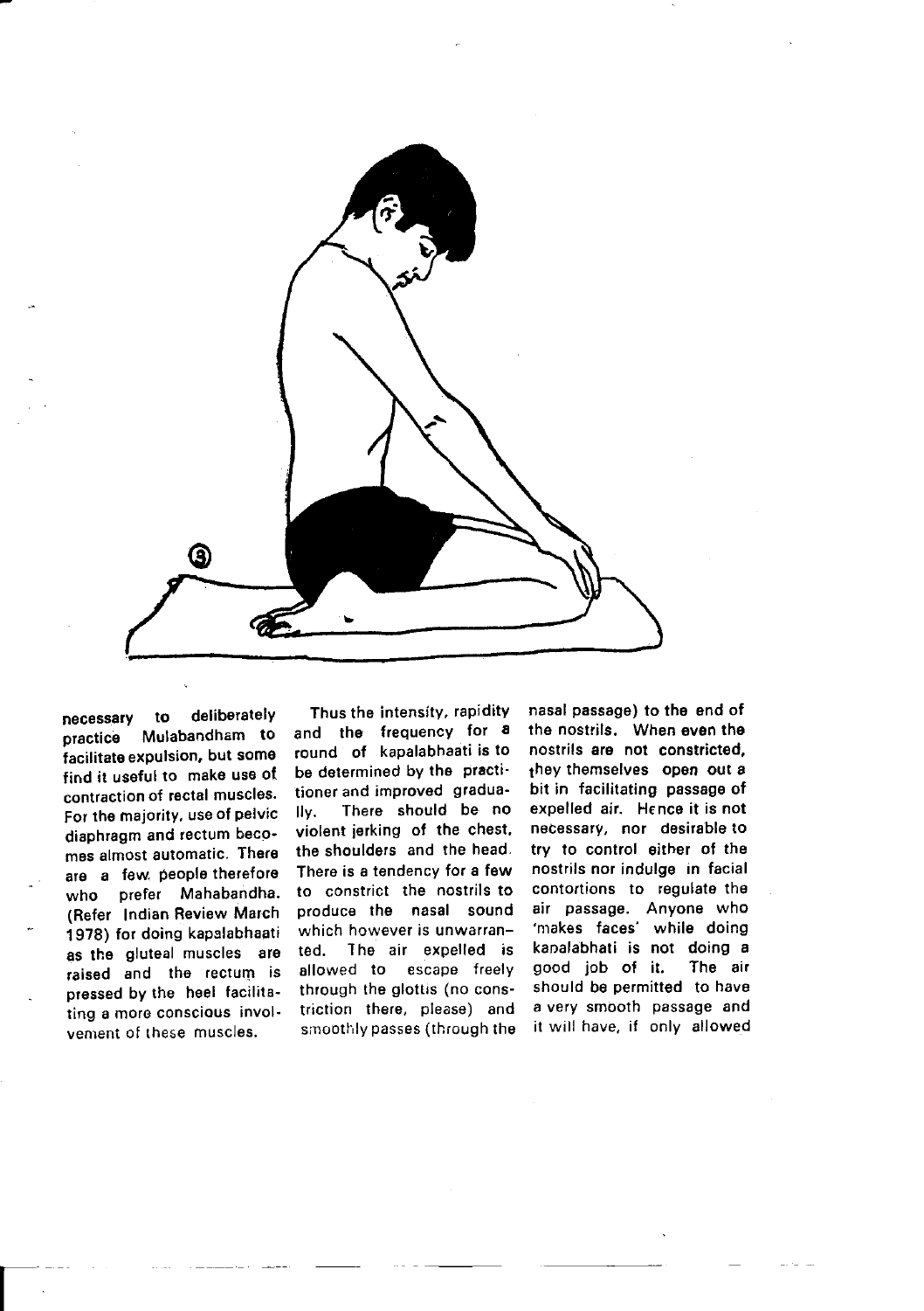necessary to deliberately practice Mulabandham to facilitate expulsion, but some find it useful to make use of contraction of rectal muscles. For the majority, use of pelvic diaphragm and rectum becomes almost automatic. There are a few people therefore who prefer Mahabandha. (Refer Indian Review March 1978) for doing kapalabhaati as the gluteal muscles are raised and the rectum is pressed by the heel facilitating a more conscious involvement of these muscles.

Thus the intensity, rapidity and the frequency for a round of kapalabhaati is to be determined by the practitioner and improved gradually. There should be no violent jerking of the chest, the shoulders and the head. There is a tendency for a few to constrict the nostrils to produce the nasal sound which however is unwarranted. The air expelled is allowed to escape freely through the glottis (no constriction there, please) and smoothly passes (through the nasal passage) to the end of the nostrils. When even the nostrils are not constricted, they themselves open out a bit in facilitating passage of expelled air. Hence it is not necessary, nor desirable to try to control either of the nostrils nor indulge in facial contortions to regulate the air passage. Anyone who 'makes faces' while doing kapalabhati is not doing a good job of it. The air should be permitted to have a very smooth passage and it will have, if only allowed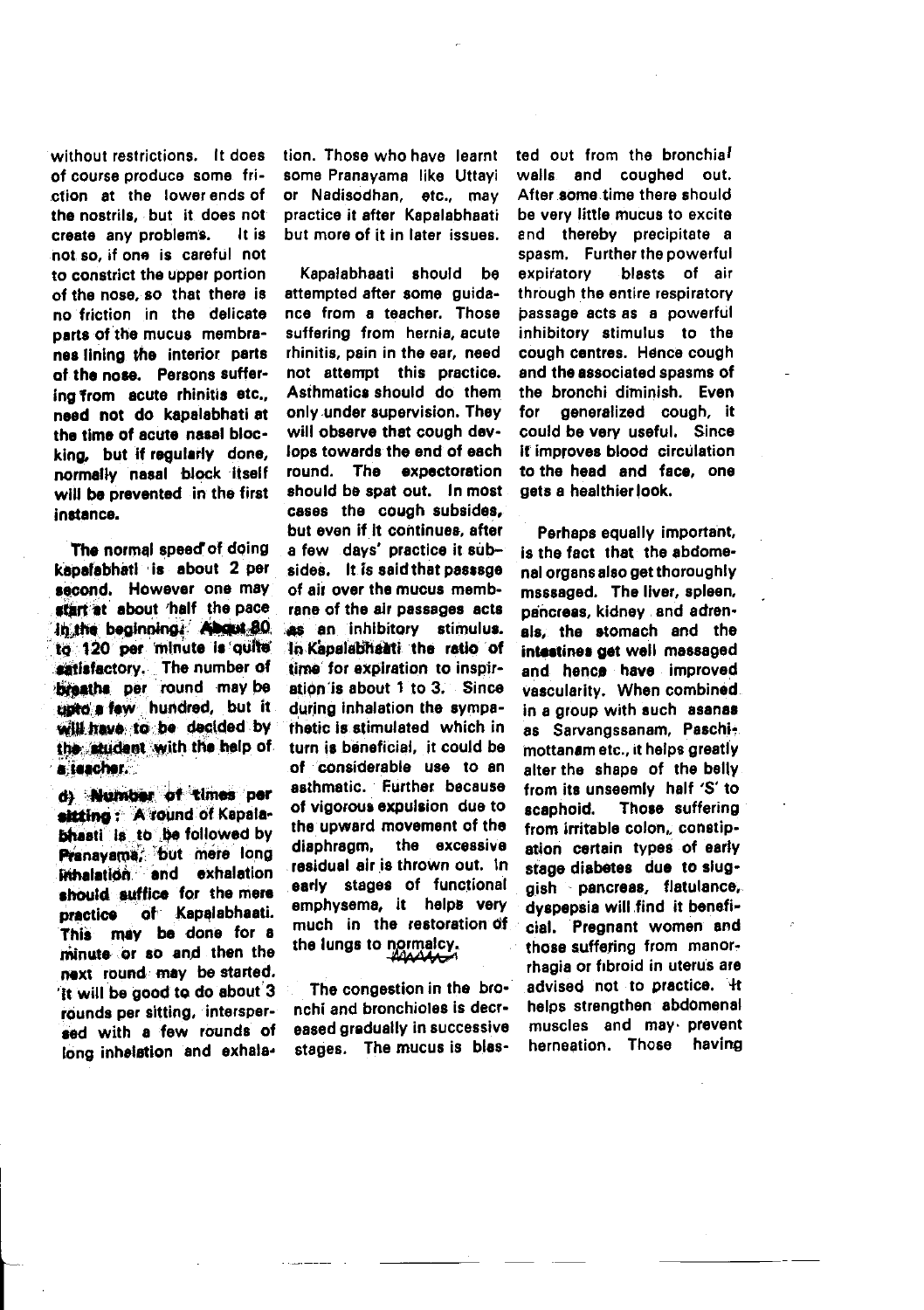without restrictions. It does of course produce some friction at the lower ends of the nostrils, but it does not create any problems. It is not so, if one is careful not to constrict the upper portion of the nose, so that there is no friction in the delicate parts of the mucus membranes lining the interior parts of the nose. Persons suffering from acute rhinitis etc., need not do kapalabhati at the time of acute nasal blocking, but if regularly done, normally nasal block itself will be prevented in the first instance.

The normal speed of doing kapalabhati is about 2 per second. However one may start at about half the pace in the beginning. About 80 to 120 per minute is quite satisfactory. The number of breaths per round may be upto a few hundred, but it will have to be decided by the student with the help of a teacher.

**d) Number of times per sitting :** A round of Kapalabhaati is to be followed by Pranayama, but mere long inhalation and exhalation should suffice for the mere practice of Kapalabhaati. This may be done for a minute or so and then the next round may be started. It will be good to do about 3 rounds per sitting, interspersed with a few rounds of long inhalation and exhalation. Those who have learnt some Pranayama like Uttayi or Nadisodhan, etc., may practice it after Kapalabhaati but more of it in later issues.

Kapalabhaati should be attempted after some guidance from a teacher. Those suffering from hernia, acute rhinitis, pain in the ear, need not attempt this practice. Asthmatics should do them only under supervision. They will observe that cough devlops towards the end of each round. The expectoration should be spat out. In most cases the cough subsides, but even if it continues, after a few days' practice it subsides. It is said that passage of air over the mucus membrane of the air passages acts as an inhibitory stimulus. In Kapalabhaati the ratio of time for expiration to inspiration is about 1 to 3. Since during inhalation the sympathetic is stimulated which in turn is beneficial, it could be of considerable use to an asthmatic. Further because of vigorous expulsion due to the upward movement of the diaphragm, the excessive residual air is thrown out. In early stages of functional emphysema, it helps very much in the restoration of the lungs to normalcy.

The congestion in the bronchi and bronchioles is decreased gradually in successive stages. The mucus is blasted out from the bronchial walls and coughed out. After some time there should be very little mucus to excite and thereby precipitate a spasm. Further the powerful expiratory blasts of air through the entire respiratory passage acts as a powerful inhibitory stimulus to the cough centres. Hence cough and the associated spasms of the bronchi diminish. Even for generalized cough, it could be very useful. Since it improves blood circulation to the head and face, one gets a healthier look.

Perhaps equally important, is the fact that the abdomenal organs also get thoroughly masssaged. The liver, spleen, pancreas, kidney and adrenals, the stomach and the intestines get well massaged and hence have improved vascularity. When combined in a group with such asanas as Sarvangssanam, Paschimottanam etc., it helps greatly alter the shape of the belly from its unseemly half 'S' to scaphoid. Those suffering from irritable colon, constipation certain types of early stage diabetes due to sluggish pancreas, flatulance, dyspepsia will find it beneficial. Pregnant women and those suffering from manorrhagia or fibroid in uterus are advised not to practice. It helps strengthen abdomenal muscles and may prevent herneation. Those having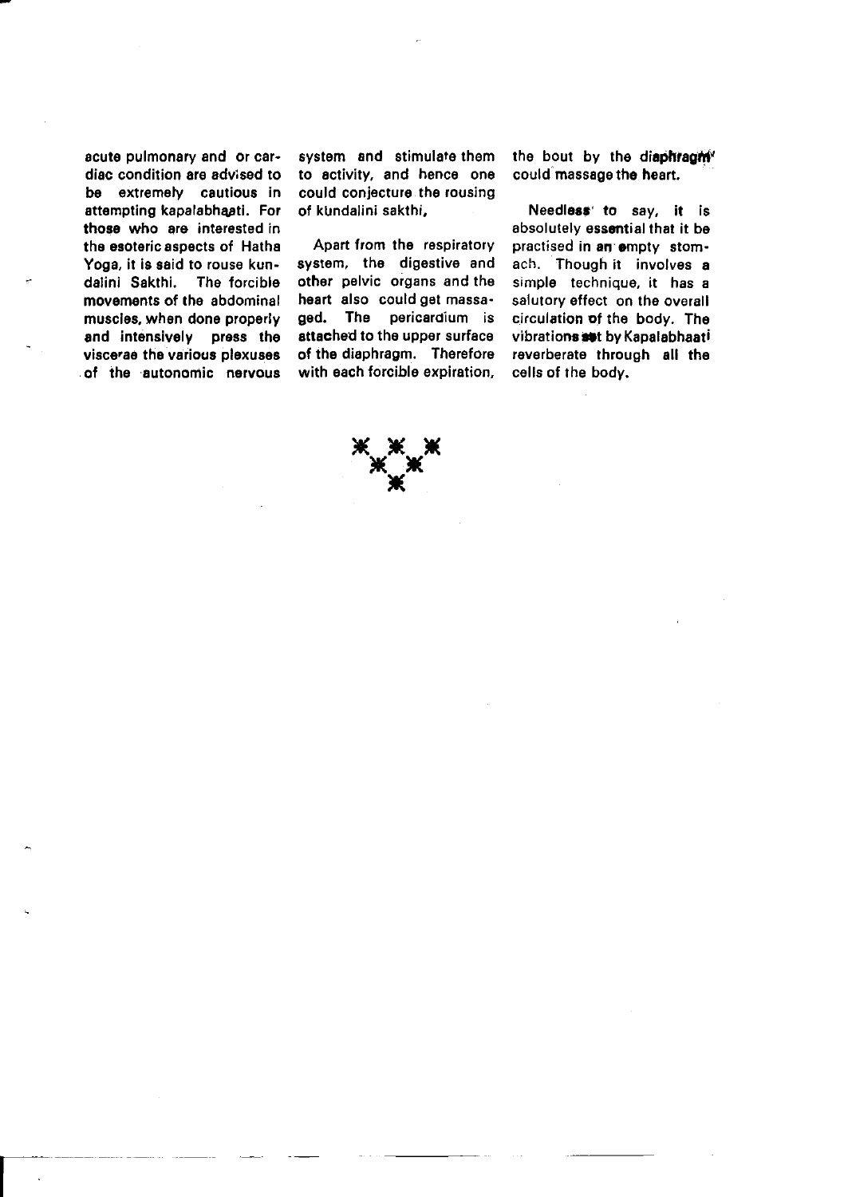acute pulmonary and or cardiac condition are advised to be extremely cautious in attempting kapalabhaati. For those who are interested in the esoteric aspects of Hatha Yoga, it is said to rouse kundalini Sakthi. The forcible movements of the abdominal muscles, when done properly and intensively press the viscerae the various plexuses of the autonomic nervous system and stimulate them to activity, and hence one could conjecture the rousing of kundalini sakthi,

Apart from the respiratory system, the digestive and other pelvic organs and the heart also could get massaged. The pericardium is attached to the upper surface of the diaphragm. Therefore with each forcible expiration, the bout by the diaphragm could massage the heart.

Needless to say, it is absolutely essential that it be practised in an empty stomach. Though it involves a simple technique, it has a salutory effect on the overall circulation of the body. The vibrations set by Kapalabhaati reverberate through all the cells of the body.

\* \* \*
\* \*
\*